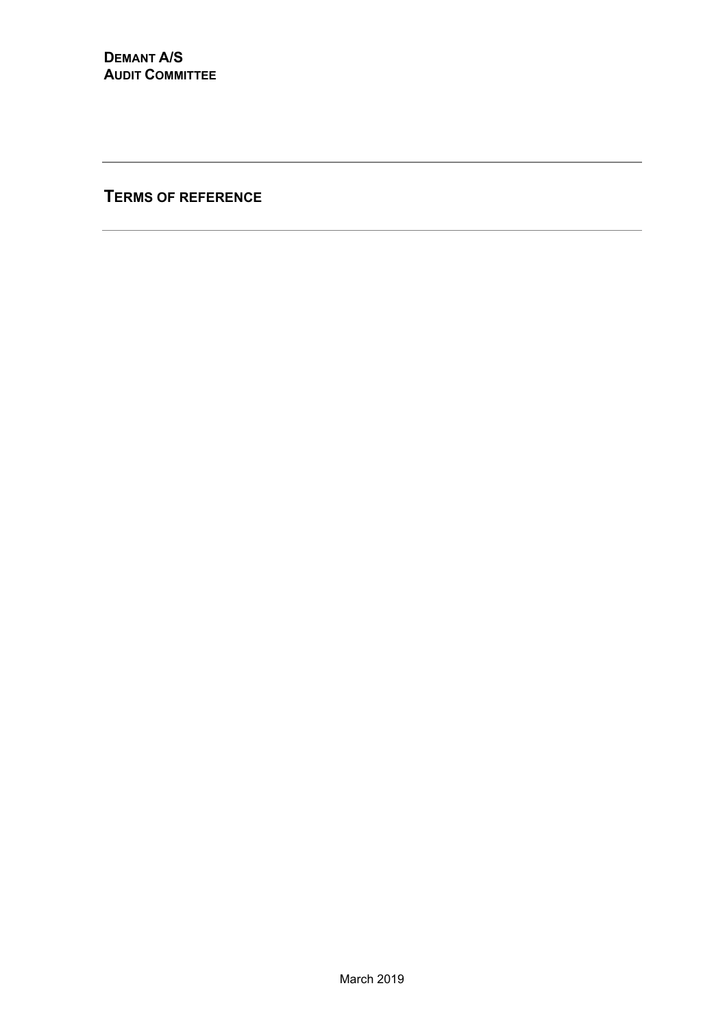**DEMANT A/S**
**AUDIT COMMITTEE**

---

# TERMS OF REFERENCE

---

March 2019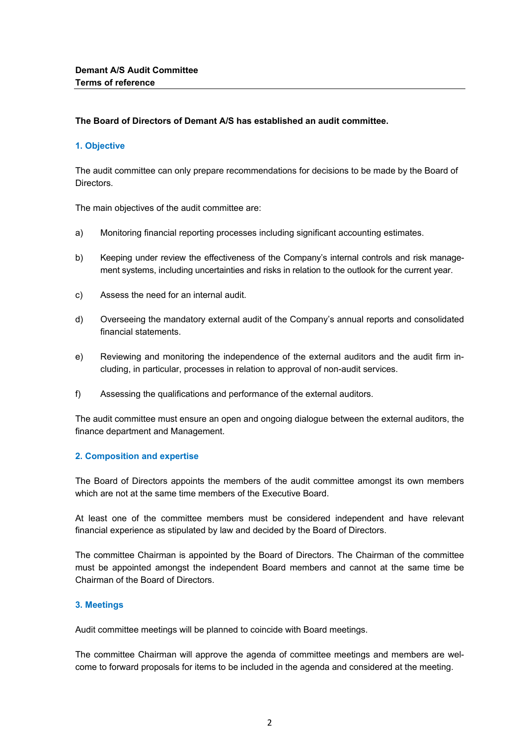**Demant A/S Audit Committee**
**Terms of reference**

**The Board of Directors of Demant A/S has established an audit committee.**

## 1. Objective

The audit committee can only prepare recommendations for decisions to be made by the Board of Directors.

The main objectives of the audit committee are:

a) Monitoring financial reporting processes including significant accounting estimates.

b) Keeping under review the effectiveness of the Company's internal controls and risk management systems, including uncertainties and risks in relation to the outlook for the current year.

c) Assess the need for an internal audit.

d) Overseeing the mandatory external audit of the Company's annual reports and consolidated financial statements.

e) Reviewing and monitoring the independence of the external auditors and the audit firm including, in particular, processes in relation to approval of non-audit services.

f) Assessing the qualifications and performance of the external auditors.

The audit committee must ensure an open and ongoing dialogue between the external auditors, the finance department and Management.

## 2. Composition and expertise

The Board of Directors appoints the members of the audit committee amongst its own members which are not at the same time members of the Executive Board.

At least one of the committee members must be considered independent and have relevant financial experience as stipulated by law and decided by the Board of Directors.

The committee Chairman is appointed by the Board of Directors. The Chairman of the committee must be appointed amongst the independent Board members and cannot at the same time be Chairman of the Board of Directors.

## 3. Meetings

Audit committee meetings will be planned to coincide with Board meetings.

The committee Chairman will approve the agenda of committee meetings and members are welcome to forward proposals for items to be included in the agenda and considered at the meeting.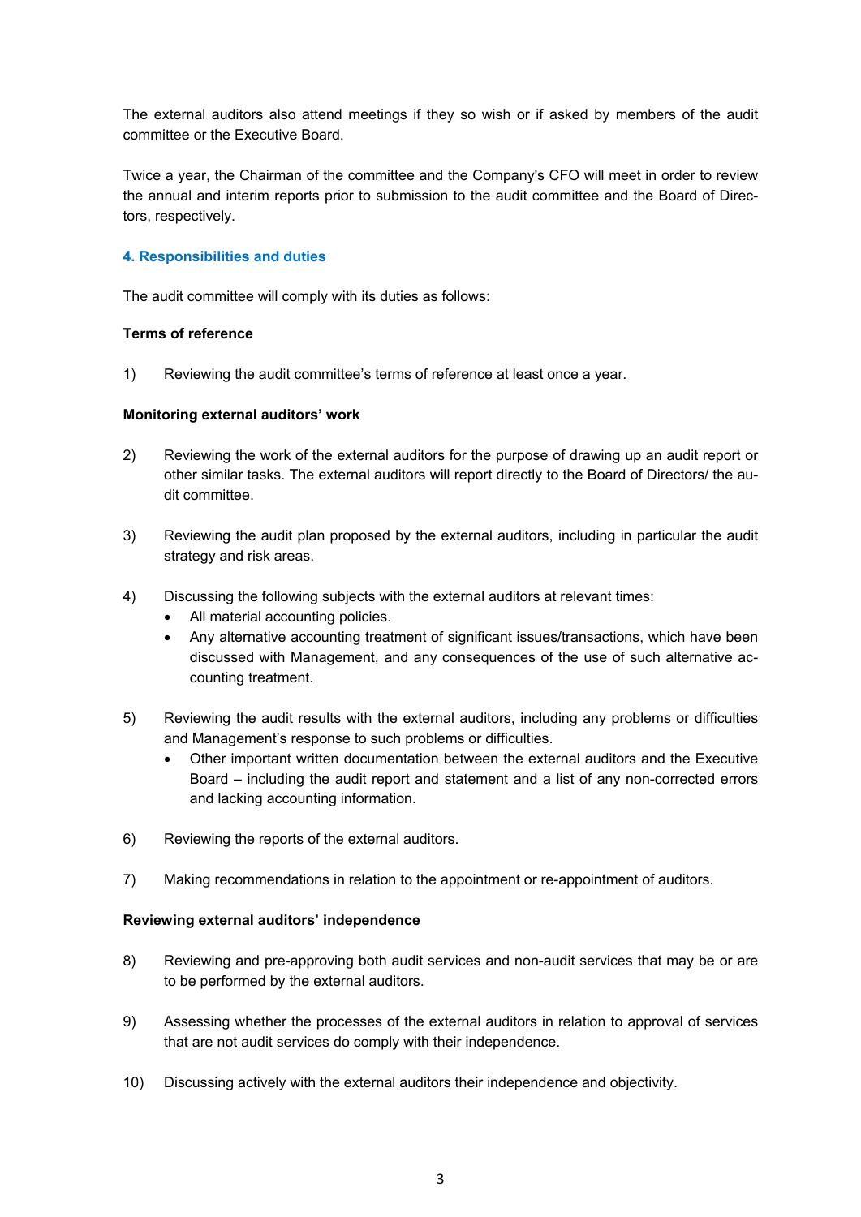The external auditors also attend meetings if they so wish or if asked by members of the audit committee or the Executive Board.

Twice a year, the Chairman of the committee and the Company's CFO will meet in order to review the annual and interim reports prior to submission to the audit committee and the Board of Directors, respectively.

## 4. Responsibilities and duties

The audit committee will comply with its duties as follows:

**Terms of reference**

1) Reviewing the audit committee's terms of reference at least once a year.

**Monitoring external auditors' work**

2) Reviewing the work of the external auditors for the purpose of drawing up an audit report or other similar tasks. The external auditors will report directly to the Board of Directors/ the audit committee.

3) Reviewing the audit plan proposed by the external auditors, including in particular the audit strategy and risk areas.

4) Discussing the following subjects with the external auditors at relevant times:
   - All material accounting policies.
   - Any alternative accounting treatment of significant issues/transactions, which have been discussed with Management, and any consequences of the use of such alternative accounting treatment.

5) Reviewing the audit results with the external auditors, including any problems or difficulties and Management's response to such problems or difficulties.
   - Other important written documentation between the external auditors and the Executive Board – including the audit report and statement and a list of any non-corrected errors and lacking accounting information.

6) Reviewing the reports of the external auditors.

7) Making recommendations in relation to the appointment or re-appointment of auditors.

**Reviewing external auditors' independence**

8) Reviewing and pre-approving both audit services and non-audit services that may be or are to be performed by the external auditors.

9) Assessing whether the processes of the external auditors in relation to approval of services that are not audit services do comply with their independence.

10) Discussing actively with the external auditors their independence and objectivity.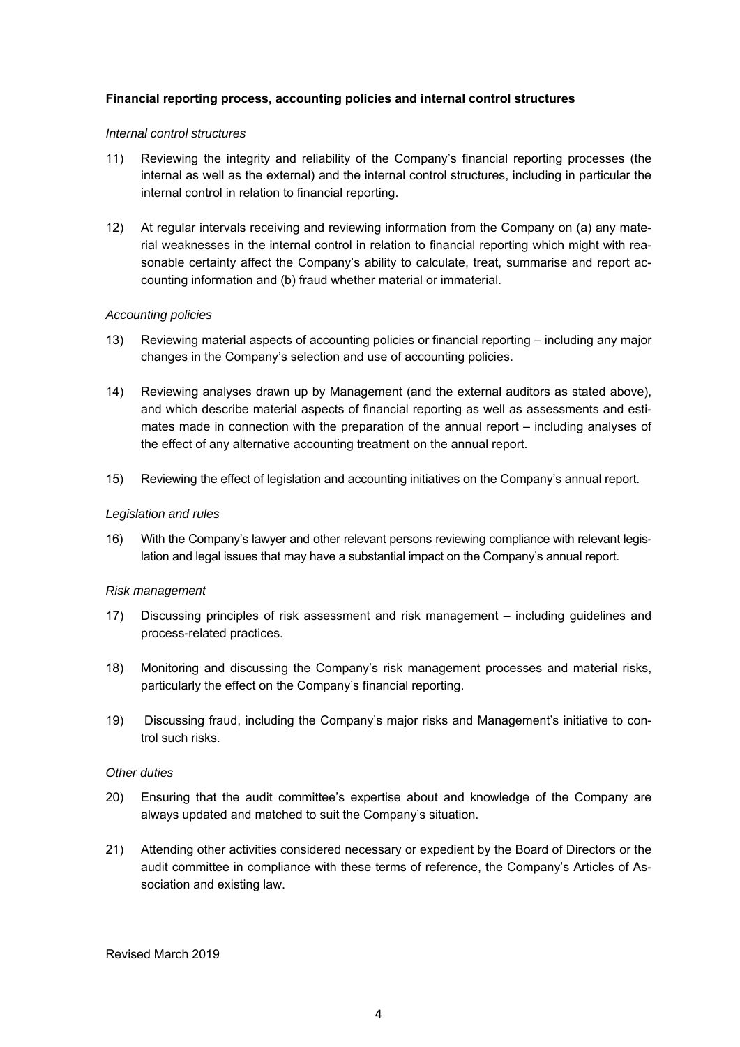**Financial reporting process, accounting policies and internal control structures**

*Internal control structures*

11) Reviewing the integrity and reliability of the Company's financial reporting processes (the internal as well as the external) and the internal control structures, including in particular the internal control in relation to financial reporting.

12) At regular intervals receiving and reviewing information from the Company on (a) any material weaknesses in the internal control in relation to financial reporting which might with reasonable certainty affect the Company's ability to calculate, treat, summarise and report accounting information and (b) fraud whether material or immaterial.

*Accounting policies*

13) Reviewing material aspects of accounting policies or financial reporting – including any major changes in the Company's selection and use of accounting policies.

14) Reviewing analyses drawn up by Management (and the external auditors as stated above), and which describe material aspects of financial reporting as well as assessments and estimates made in connection with the preparation of the annual report – including analyses of the effect of any alternative accounting treatment on the annual report.

15) Reviewing the effect of legislation and accounting initiatives on the Company's annual report.

*Legislation and rules*

16) With the Company's lawyer and other relevant persons reviewing compliance with relevant legislation and legal issues that may have a substantial impact on the Company's annual report.

*Risk management*

17) Discussing principles of risk assessment and risk management – including guidelines and process-related practices.

18) Monitoring and discussing the Company's risk management processes and material risks, particularly the effect on the Company's financial reporting.

19) Discussing fraud, including the Company's major risks and Management's initiative to control such risks.

*Other duties*

20) Ensuring that the audit committee's expertise about and knowledge of the Company are always updated and matched to suit the Company's situation.

21) Attending other activities considered necessary or expedient by the Board of Directors or the audit committee in compliance with these terms of reference, the Company's Articles of Association and existing law.

Revised March 2019